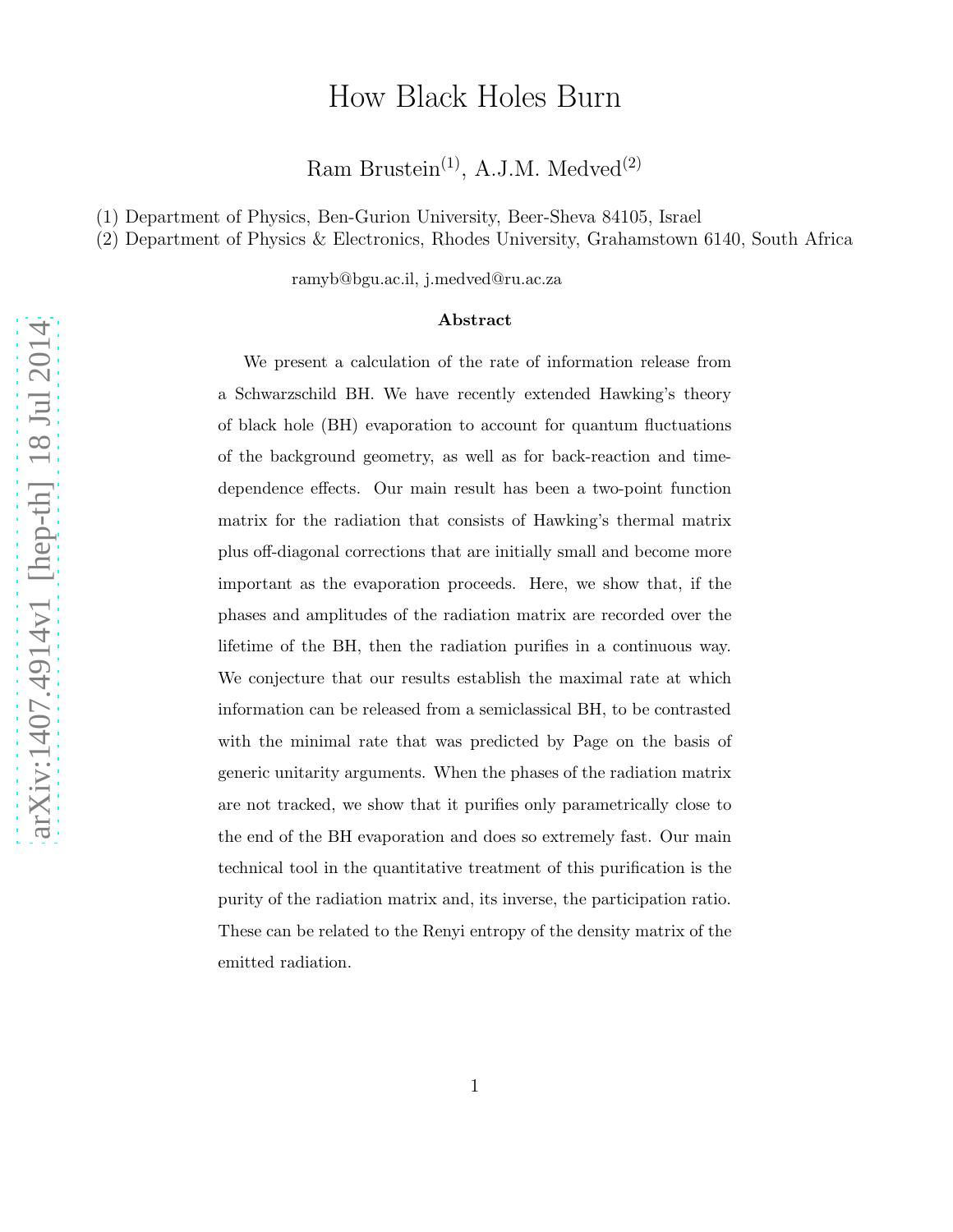# How Black Holes Burn

Ram Brustein[(1)], A.J.M. Medved[(2)]

(1) Department of Physics, Ben-Gurion University, Beer-Sheva 84105, Israel

(2) Department of Physics & Electronics, Rhodes University, Grahamstown 6140, South Africa

ramyb@bgu.ac.il, j.medved@ru.ac.za

**Abstract**

We present a calculation of the rate of information release from a Schwarzschild BH. We have recently extended Hawking's theory of black hole (BH) evaporation to account for quantum fluctuations of the background geometry, as well as for back-reaction and time-dependence effects. Our main result has been a two-point function matrix for the radiation that consists of Hawking's thermal matrix plus off-diagonal corrections that are initially small and become more important as the evaporation proceeds. Here, we show that, if the phases and amplitudes of the radiation matrix are recorded over the lifetime of the BH, then the radiation purifies in a continuous way. We conjecture that our results establish the maximal rate at which information can be released from a semiclassical BH, to be contrasted with the minimal rate that was predicted by Page on the basis of generic unitarity arguments. When the phases of the radiation matrix are not tracked, we show that it purifies only parametrically close to the end of the BH evaporation and does so extremely fast. Our main technical tool in the quantitative treatment of this purification is the purity of the radiation matrix and, its inverse, the participation ratio. These can be related to the Renyi entropy of the density matrix of the emitted radiation.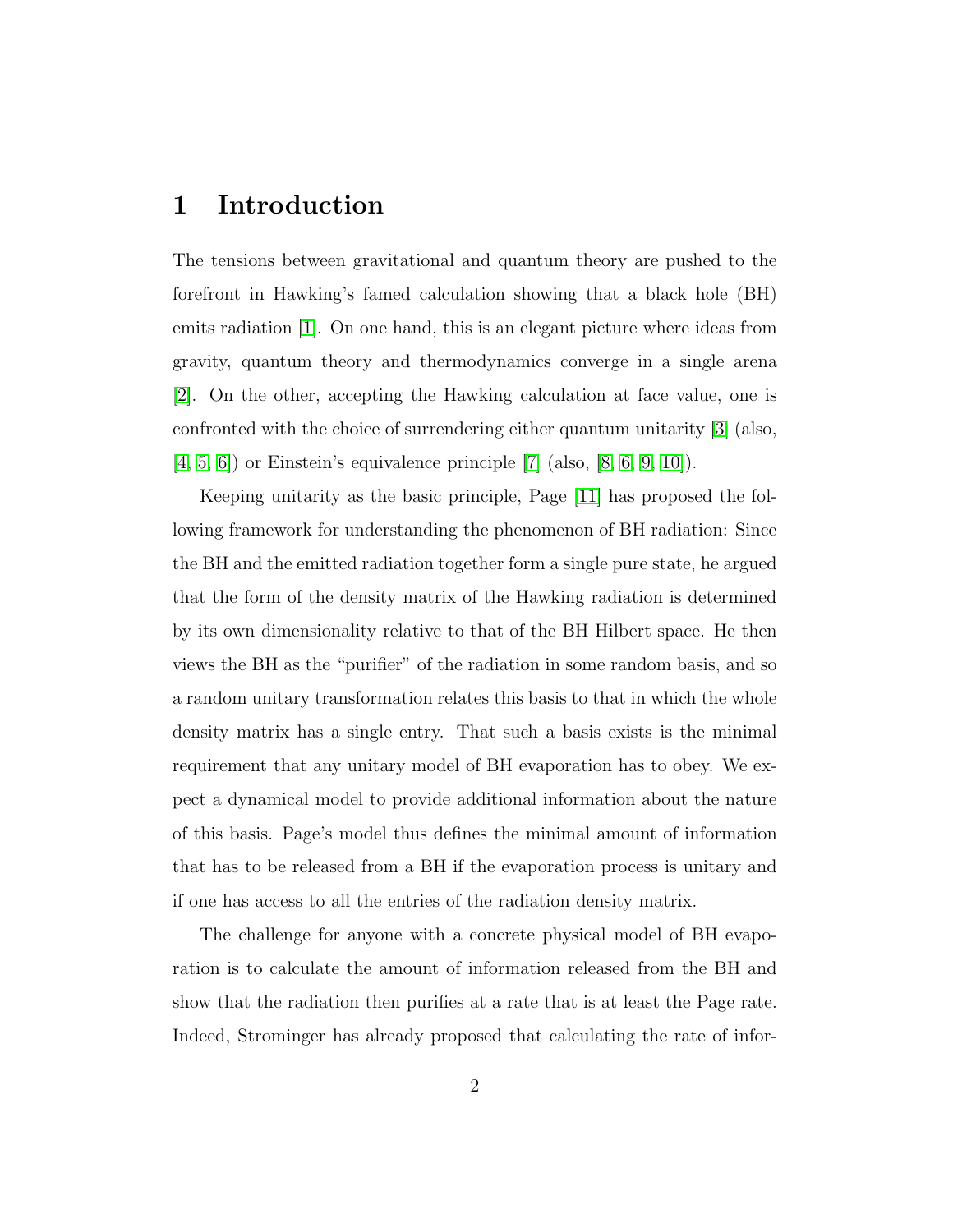# 1 Introduction

The tensions between gravitational and quantum theory are pushed to the forefront in Hawking's famed calculation showing that a black hole (BH) emits radiation [1]. On one hand, this is an elegant picture where ideas from gravity, quantum theory and thermodynamics converge in a single arena [2]. On the other, accepting the Hawking calculation at face value, one is confronted with the choice of surrendering either quantum unitarity [3] (also, [4, 5, 6]) or Einstein's equivalence principle [7] (also, [8, 6, 9, 10]).

Keeping unitarity as the basic principle, Page [11] has proposed the following framework for understanding the phenomenon of BH radiation: Since the BH and the emitted radiation together form a single pure state, he argued that the form of the density matrix of the Hawking radiation is determined by its own dimensionality relative to that of the BH Hilbert space. He then views the BH as the "purifier" of the radiation in some random basis, and so a random unitary transformation relates this basis to that in which the whole density matrix has a single entry. That such a basis exists is the minimal requirement that any unitary model of BH evaporation has to obey. We expect a dynamical model to provide additional information about the nature of this basis. Page's model thus defines the minimal amount of information that has to be released from a BH if the evaporation process is unitary and if one has access to all the entries of the radiation density matrix.

The challenge for anyone with a concrete physical model of BH evaporation is to calculate the amount of information released from the BH and show that the radiation then purifies at a rate that is at least the Page rate. Indeed, Strominger has already proposed that calculating the rate of infor-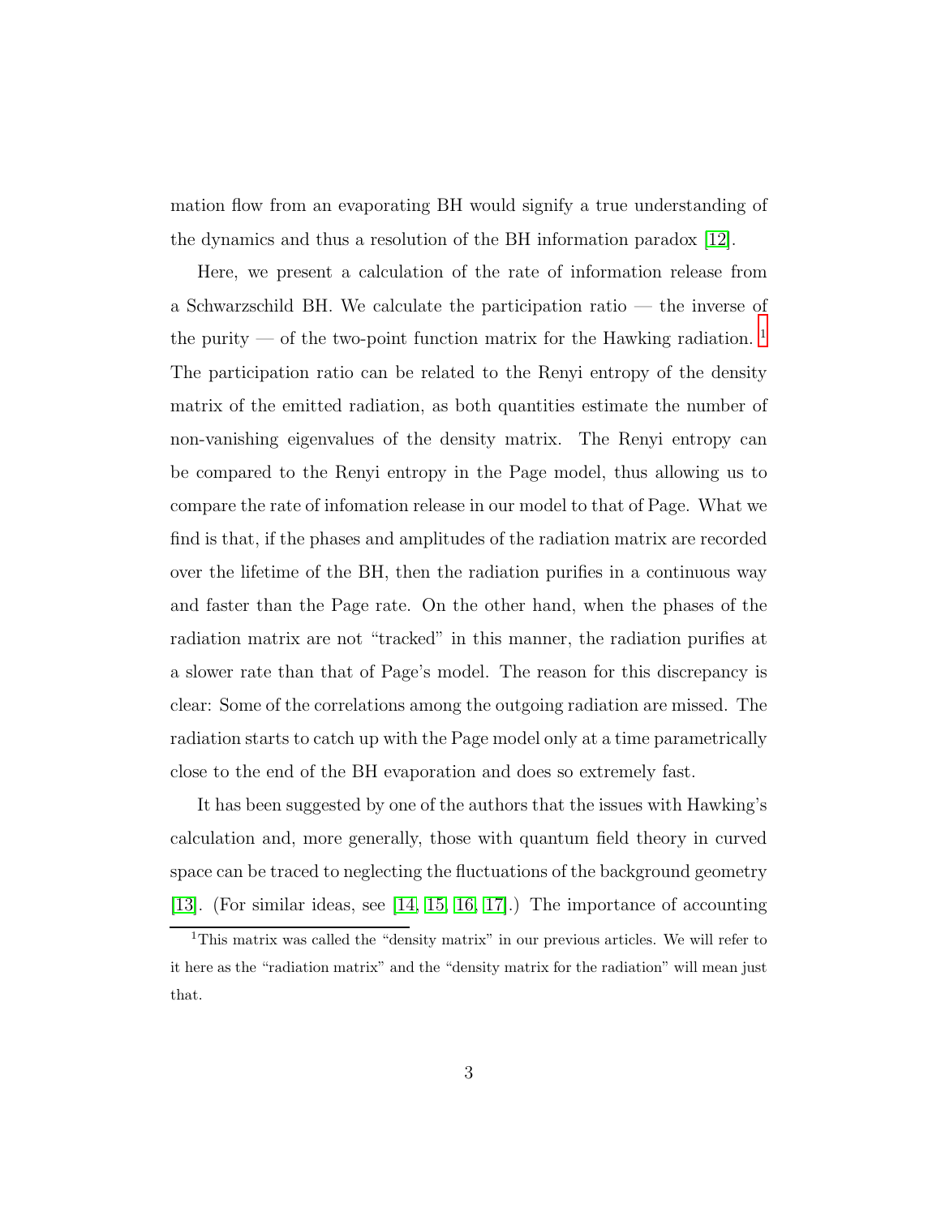mation flow from an evaporating BH would signify a true understanding of the dynamics and thus a resolution of the BH information paradox [12].

Here, we present a calculation of the rate of information release from a Schwarzschild BH. We calculate the participation ratio — the inverse of the purity — of the two-point function matrix for the Hawking radiation. [1] The participation ratio can be related to the Renyi entropy of the density matrix of the emitted radiation, as both quantities estimate the number of non-vanishing eigenvalues of the density matrix. The Renyi entropy can be compared to the Renyi entropy in the Page model, thus allowing us to compare the rate of infomation release in our model to that of Page. What we find is that, if the phases and amplitudes of the radiation matrix are recorded over the lifetime of the BH, then the radiation purifies in a continuous way and faster than the Page rate. On the other hand, when the phases of the radiation matrix are not "tracked" in this manner, the radiation purifies at a slower rate than that of Page's model. The reason for this discrepancy is clear: Some of the correlations among the outgoing radiation are missed. The radiation starts to catch up with the Page model only at a time parametrically close to the end of the BH evaporation and does so extremely fast.

It has been suggested by one of the authors that the issues with Hawking's calculation and, more generally, those with quantum field theory in curved space can be traced to neglecting the fluctuations of the background geometry [13]. (For similar ideas, see [14, 15, 16, 17].) The importance of accounting

[1] This matrix was called the "density matrix" in our previous articles. We will refer to it here as the "radiation matrix" and the "density matrix for the radiation" will mean just that.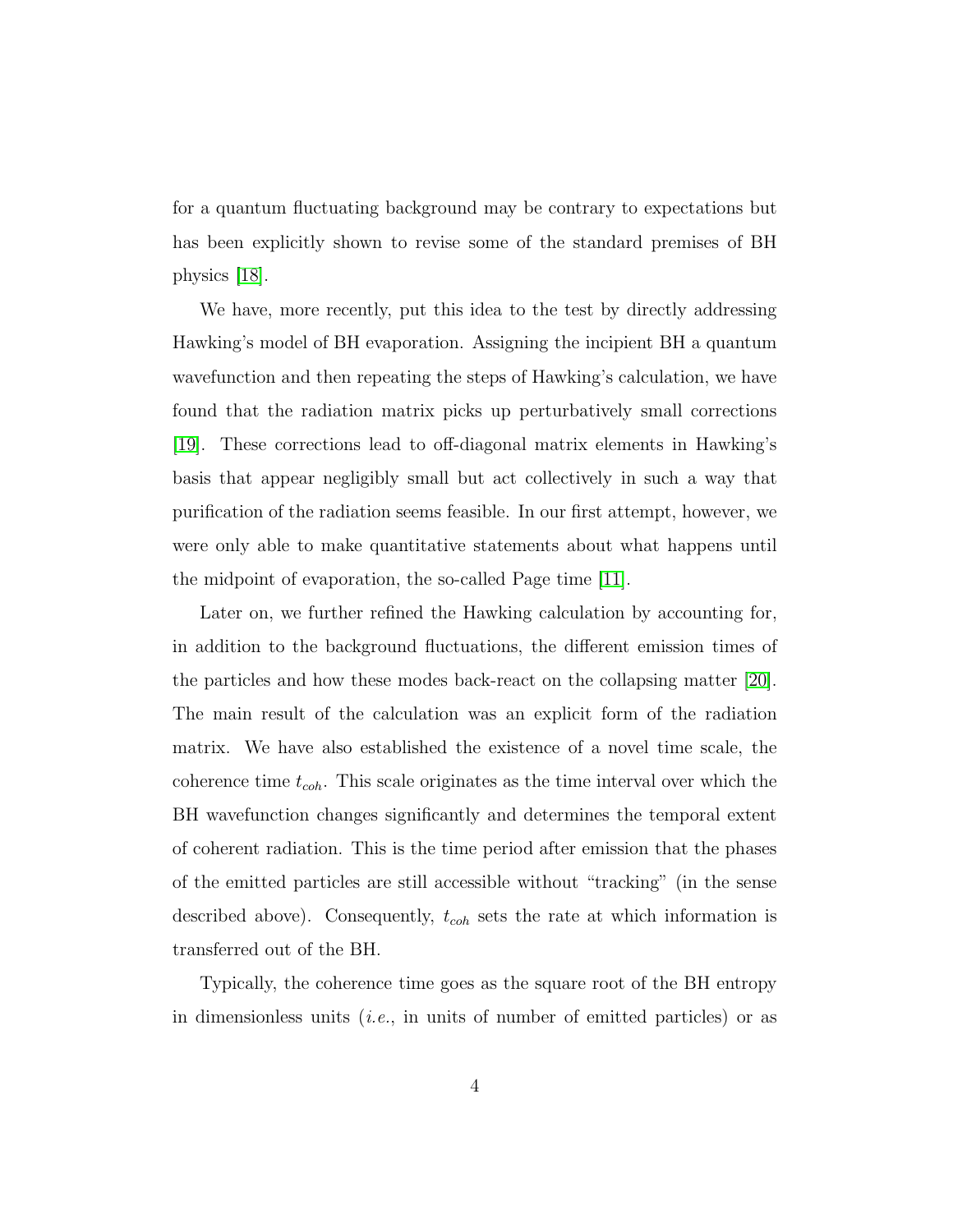for a quantum fluctuating background may be contrary to expectations but has been explicitly shown to revise some of the standard premises of BH physics [18].

We have, more recently, put this idea to the test by directly addressing Hawking's model of BH evaporation. Assigning the incipient BH a quantum wavefunction and then repeating the steps of Hawking's calculation, we have found that the radiation matrix picks up perturbatively small corrections [19]. These corrections lead to off-diagonal matrix elements in Hawking's basis that appear negligibly small but act collectively in such a way that purification of the radiation seems feasible. In our first attempt, however, we were only able to make quantitative statements about what happens until the midpoint of evaporation, the so-called Page time [11].

Later on, we further refined the Hawking calculation by accounting for, in addition to the background fluctuations, the different emission times of the particles and how these modes back-react on the collapsing matter [20]. The main result of the calculation was an explicit form of the radiation matrix. We have also established the existence of a novel time scale, the coherence time $t_{coh}$. This scale originates as the time interval over which the BH wavefunction changes significantly and determines the temporal extent of coherent radiation. This is the time period after emission that the phases of the emitted particles are still accessible without "tracking" (in the sense described above). Consequently, $t_{coh}$ sets the rate at which information is transferred out of the BH.

Typically, the coherence time goes as the square root of the BH entropy in dimensionless units (*i.e.*, in units of number of emitted particles) or as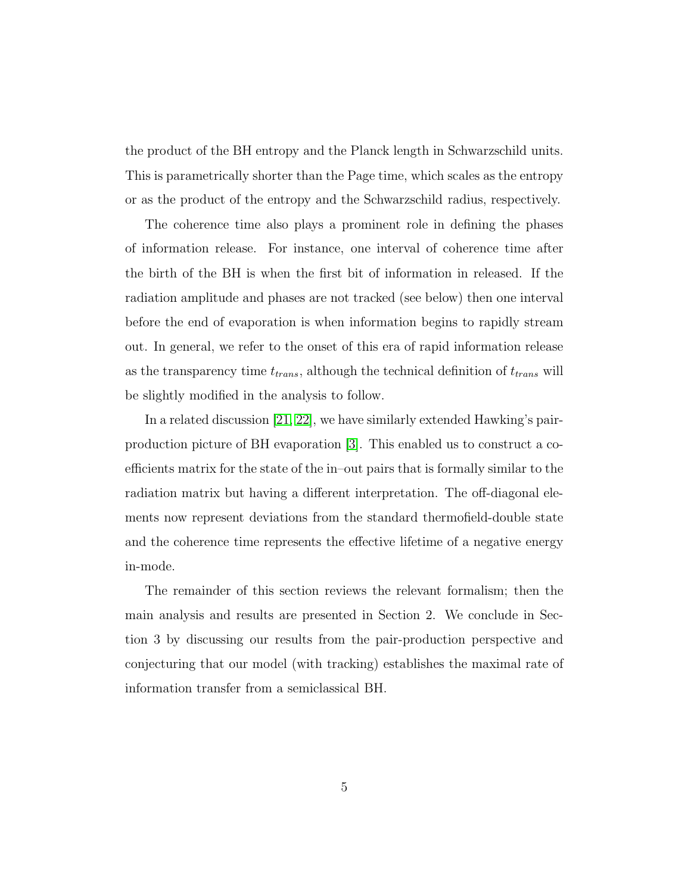the product of the BH entropy and the Planck length in Schwarzschild units. This is parametrically shorter than the Page time, which scales as the entropy or as the product of the entropy and the Schwarzschild radius, respectively.

The coherence time also plays a prominent role in defining the phases of information release. For instance, one interval of coherence time after the birth of the BH is when the first bit of information in released. If the radiation amplitude and phases are not tracked (see below) then one interval before the end of evaporation is when information begins to rapidly stream out. In general, we refer to the onset of this era of rapid information release as the transparency time $t_{trans}$, although the technical definition of $t_{trans}$ will be slightly modified in the analysis to follow.

In a related discussion [21, 22], we have similarly extended Hawking's pair-production picture of BH evaporation [3]. This enabled us to construct a coefficients matrix for the state of the in–out pairs that is formally similar to the radiation matrix but having a different interpretation. The off-diagonal elements now represent deviations from the standard thermofield-double state and the coherence time represents the effective lifetime of a negative energy in-mode.

The remainder of this section reviews the relevant formalism; then the main analysis and results are presented in Section 2. We conclude in Section 3 by discussing our results from the pair-production perspective and conjecturing that our model (with tracking) establishes the maximal rate of information transfer from a semiclassical BH.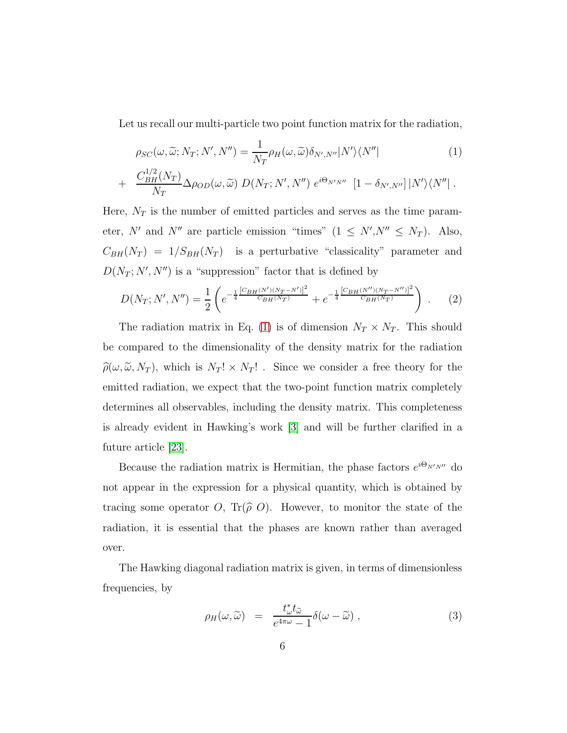Let us recall our multi-particle two point function matrix for the radiation,

$$
\begin{aligned}
\rho_{SC}(\omega,\widetilde{\omega};N_T;N',N'') &= \frac{1}{N_T}\rho_H(\omega,\widetilde{\omega})\delta_{N',N''}|N'\rangle\langle N''| \qquad (1)\\
&+ \frac{C_{BH}^{1/2}(N_T)}{N_T}\Delta\rho_{OD}(\omega,\widetilde{\omega})\; D(N_T;N',N'')\; e^{i\Theta_{N'N''}}\;\left[1-\delta_{N',N''}\right]|N'\rangle\langle N''| \;.
\end{aligned}
$$

Here, $N_T$ is the number of emitted particles and serves as the time parameter, $N'$ and $N''$ are particle emission "times" ($1 \le N', N'' \le N_T$). Also, $C_{BH}(N_T) = 1/S_{BH}(N_T)$ is a perturbative "classicality" parameter and $D(N_T;N',N'')$ is a "suppression" factor that is defined by

$$
D(N_T;N',N'') = \frac{1}{2}\left(e^{-\frac{1}{4}\frac{\left[C_{BH}(N')(N_T-N')\right]^2}{C_{BH}(N_T)}} + e^{-\frac{1}{4}\frac{\left[C_{BH}(N'')(N_T-N'')\right]^2}{C_{BH}(N_T)}}\right) \;. \qquad (2)
$$

The radiation matrix in Eq. (1) is of dimension $N_T \times N_T$. This should be compared to the dimensionality of the density matrix for the radiation $\widehat{\rho}(\omega,\widetilde{\omega},N_T)$, which is $N_T! \times N_T!$ . Since we consider a free theory for the emitted radiation, we expect that the two-point function matrix completely determines all observables, including the density matrix. This completeness is already evident in Hawking's work [3] and will be further clarified in a future article [23].

Because the radiation matrix is Hermitian, the phase factors $e^{i\Theta_{N'N''}}$ do not appear in the expression for a physical quantity, which is obtained by tracing some operator $O$, $\mathrm{Tr}(\widehat{\rho}\;O)$. However, to monitor the state of the radiation, it is essential that the phases are known rather than averaged over.

The Hawking diagonal radiation matrix is given, in terms of dimensionless frequencies, by

$$
\rho_H(\omega,\widetilde{\omega}) \;=\; \frac{t^*_\omega t_{\widetilde{\omega}}}{e^{4\pi\omega}-1}\delta(\omega-\widetilde{\omega}) \;, \qquad (3)
$$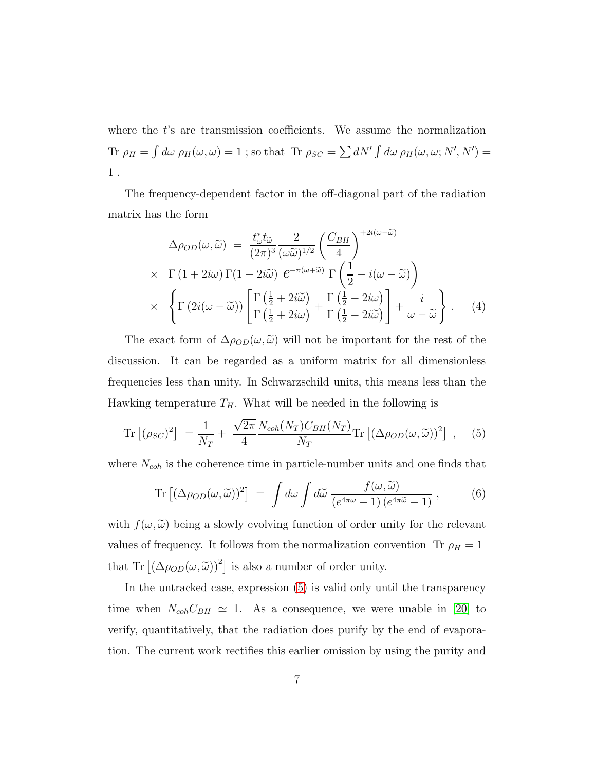where the $t$'s are transmission coefficients. We assume the normalization $\mathrm{Tr}\ \rho_H = \int d\omega\ \rho_H(\omega,\omega) = 1$ ; so that $\mathrm{Tr}\ \rho_{SC} = \sum dN' \int d\omega\ \rho_H(\omega,\omega;N',N') = 1$ .

The frequency-dependent factor in the off-diagonal part of the radiation matrix has the form

$$
\begin{aligned}
\Delta\rho_{OD}(\omega,\widetilde{\omega}) \ &= \ \frac{t^*_\omega t_{\widetilde{\omega}}}{(2\pi)^3}\frac{2}{(\omega\widetilde{\omega})^{1/2}}\left(\frac{C_{BH}}{4}\right)^{+2i(\omega-\widetilde{\omega})} \\
\times \quad & \Gamma\left(1+2i\omega\right)\Gamma(1-2i\widetilde{\omega})\ e^{-\pi(\omega+\widetilde{\omega})}\ \Gamma\left(\frac{1}{2}-i(\omega-\widetilde{\omega})\right) \\
\times \quad & \left\{\Gamma\left(2i(\omega-\widetilde{\omega})\right)\left[\frac{\Gamma\left(\frac{1}{2}+2i\widetilde{\omega}\right)}{\Gamma\left(\frac{1}{2}+2i\omega\right)}+\frac{\Gamma\left(\frac{1}{2}-2i\omega\right)}{\Gamma\left(\frac{1}{2}-2i\widetilde{\omega}\right)}\right]+\frac{i}{\omega-\widetilde{\omega}}\right\} . \qquad (4)
\end{aligned}
$$

The exact form of $\Delta\rho_{OD}(\omega,\widetilde{\omega})$ will not be important for the rest of the discussion. It can be regarded as a uniform matrix for all dimensionless frequencies less than unity. In Schwarzschild units, this means less than the Hawking temperature $T_H$. What will be needed in the following is

$$
\mathrm{Tr}\left[(\rho_{SC})^2\right] \ = \frac{1}{N_T} + \ \frac{\sqrt{2\pi}}{4}\frac{N_{coh}(N_T)C_{BH}(N_T)}{N_T}\mathrm{Tr}\left[(\Delta\rho_{OD}(\omega,\widetilde{\omega}))^2\right] \ , \qquad (5)
$$

where $N_{coh}$ is the coherence time in particle-number units and one finds that

$$
\mathrm{Tr}\left[(\Delta\rho_{OD}(\omega,\widetilde{\omega}))^2\right] \ = \ \int d\omega \int d\widetilde{\omega}\ \frac{f(\omega,\widetilde{\omega})}{\left(e^{4\pi\omega}-1\right)\left(e^{4\pi\widetilde{\omega}}-1\right)} \ , \qquad (6)
$$

with $f(\omega,\widetilde{\omega})$ being a slowly evolving function of order unity for the relevant values of frequency. It follows from the normalization convention $\mathrm{Tr}\ \rho_H = 1$ that $\mathrm{Tr}\left[(\Delta\rho_{OD}(\omega,\widetilde{\omega}))^2\right]$ is also a number of order unity.

In the untracked case, expression (5) is valid only until the transparency time when $N_{coh}C_{BH} \simeq 1$. As a consequence, we were unable in [20] to verify, quantitatively, that the radiation does purify by the end of evaporation. The current work rectifies this earlier omission by using the purity and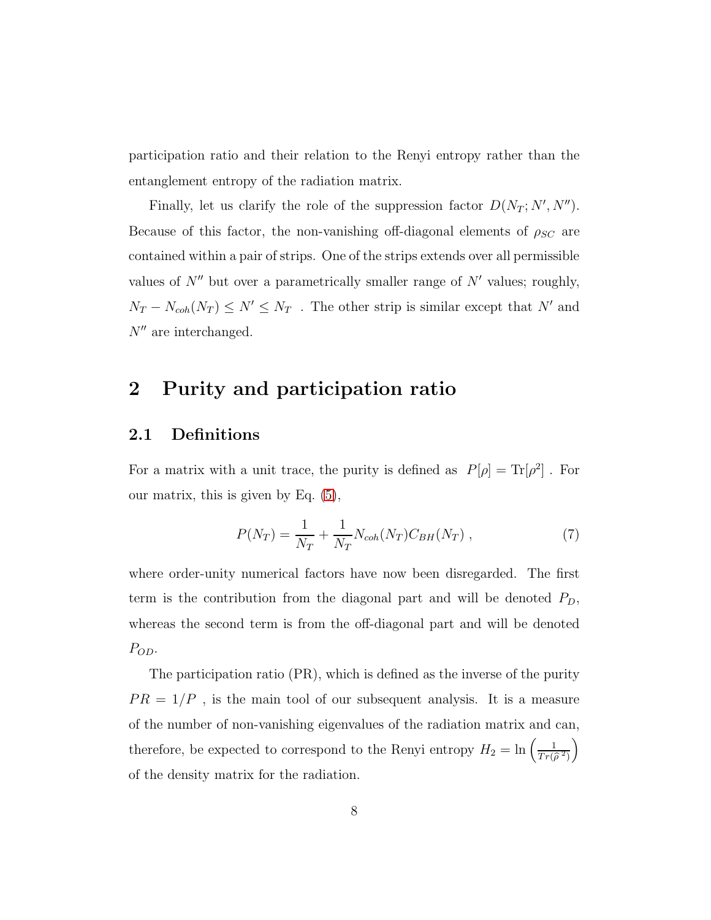participation ratio and their relation to the Renyi entropy rather than the entanglement entropy of the radiation matrix.

Finally, let us clarify the role of the suppression factor $D(N_T; N', N'')$. Because of this factor, the non-vanishing off-diagonal elements of $\rho_{SC}$ are contained within a pair of strips. One of the strips extends over all permissible values of $N''$ but over a parametrically smaller range of $N'$ values; roughly, $N_T - N_{coh}(N_T) \leq N' \leq N_T$ . The other strip is similar except that $N'$ and $N''$ are interchanged.

## 2 Purity and participation ratio

### 2.1 Definitions

For a matrix with a unit trace, the purity is defined as $P[\rho] = \mathrm{Tr}[\rho^2]$ . For our matrix, this is given by Eq. (5),

$$P(N_T) = \frac{1}{N_T} + \frac{1}{N_T} N_{coh}(N_T) C_{BH}(N_T) \ , \tag{7}$$

where order-unity numerical factors have now been disregarded. The first term is the contribution from the diagonal part and will be denoted $P_D$, whereas the second term is from the off-diagonal part and will be denoted $P_{OD}$.

The participation ratio (PR), which is defined as the inverse of the purity $PR = 1/P$ , is the main tool of our subsequent analysis. It is a measure of the number of non-vanishing eigenvalues of the radiation matrix and can, therefore, be expected to correspond to the Renyi entropy $H_2 = \ln\left(\frac{1}{Tr(\widehat{\rho}^{\,2})}\right)$ of the density matrix for the radiation.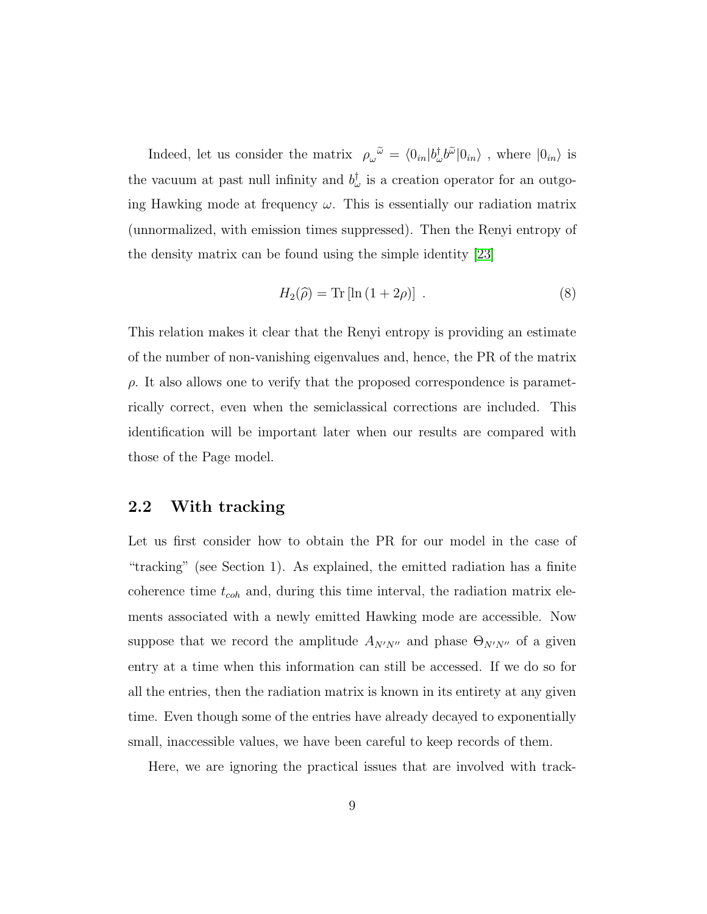Indeed, let us consider the matrix $\rho_{\omega}{}^{\widetilde{\omega}} = \langle 0_{in}| b^{\dagger}_{\omega} b^{\widetilde{\omega}} |0_{in}\rangle$ , where $|0_{in}\rangle$ is the vacuum at past null infinity and $b^{\dagger}_{\omega}$ is a creation operator for an outgoing Hawking mode at frequency $\omega$. This is essentially our radiation matrix (unnormalized, with emission times suppressed). Then the Renyi entropy of the density matrix can be found using the simple identity [23]

$$H_2(\widehat{\rho}) = \mathrm{Tr}\left[\ln\left(1 + 2\rho\right)\right] \ . \tag{8}$$

This relation makes it clear that the Renyi entropy is providing an estimate of the number of non-vanishing eigenvalues and, hence, the PR of the matrix $\rho$. It also allows one to verify that the proposed correspondence is parametrically correct, even when the semiclassical corrections are included. This identification will be important later when our results are compared with those of the Page model.

## 2.2 With tracking

Let us first consider how to obtain the PR for our model in the case of "tracking" (see Section 1). As explained, the emitted radiation has a finite coherence time $t_{coh}$ and, during this time interval, the radiation matrix elements associated with a newly emitted Hawking mode are accessible. Now suppose that we record the amplitude $A_{N'N''}$ and phase $\Theta_{N'N''}$ of a given entry at a time when this information can still be accessed. If we do so for all the entries, then the radiation matrix is known in its entirety at any given time. Even though some of the entries have already decayed to exponentially small, inaccessible values, we have been careful to keep records of them.

Here, we are ignoring the practical issues that are involved with track-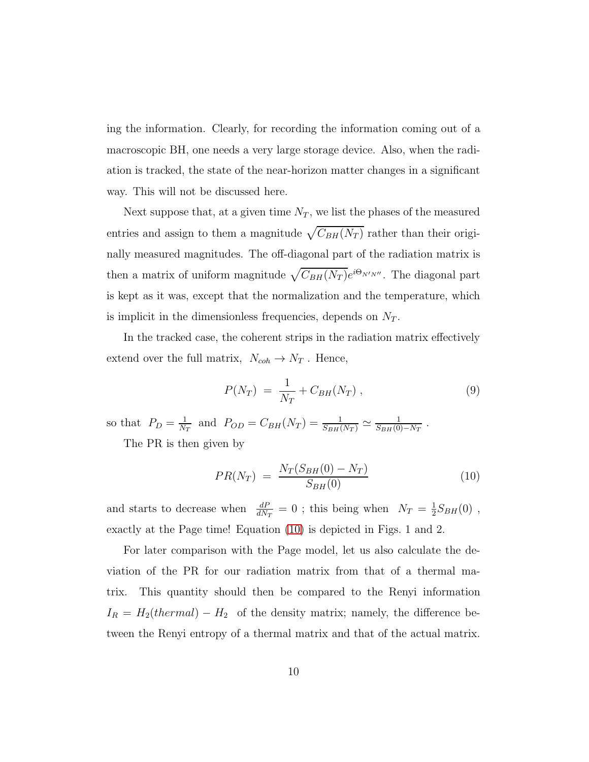ing the information. Clearly, for recording the information coming out of a macroscopic BH, one needs a very large storage device. Also, when the radiation is tracked, the state of the near-horizon matter changes in a significant way. This will not be discussed here.

Next suppose that, at a given time $N_T$, we list the phases of the measured entries and assign to them a magnitude $\sqrt{C_{BH}(N_T)}$ rather than their originally measured magnitudes. The off-diagonal part of the radiation matrix is then a matrix of uniform magnitude $\sqrt{C_{BH}(N_T)}e^{i\Theta_{N'N''}}$. The diagonal part is kept as it was, except that the normalization and the temperature, which is implicit in the dimensionless frequencies, depends on $N_T$.

In the tracked case, the coherent strips in the radiation matrix effectively extend over the full matrix, $N_{coh} \to N_T$ . Hence,

$$P(N_T) \;=\; \frac{1}{N_T} + C_{BH}(N_T) \;, \tag{9}$$

so that $P_D = \frac{1}{N_T}$ and $P_{OD} = C_{BH}(N_T) = \frac{1}{S_{BH}(N_T)} \simeq \frac{1}{S_{BH}(0)-N_T}$ .

The PR is then given by

$$PR(N_T) \;=\; \frac{N_T(S_{BH}(0) - N_T)}{S_{BH}(0)} \tag{10}$$

and starts to decrease when $\frac{dP}{dN_T} = 0$ ; this being when $N_T = \frac{1}{2}S_{BH}(0)$ , exactly at the Page time! Equation (10) is depicted in Figs. 1 and 2.

For later comparison with the Page model, let us also calculate the deviation of the PR for our radiation matrix from that of a thermal matrix. This quantity should then be compared to the Renyi information $I_R = H_2(thermal) - H_2$ of the density matrix; namely, the difference between the Renyi entropy of a thermal matrix and that of the actual matrix.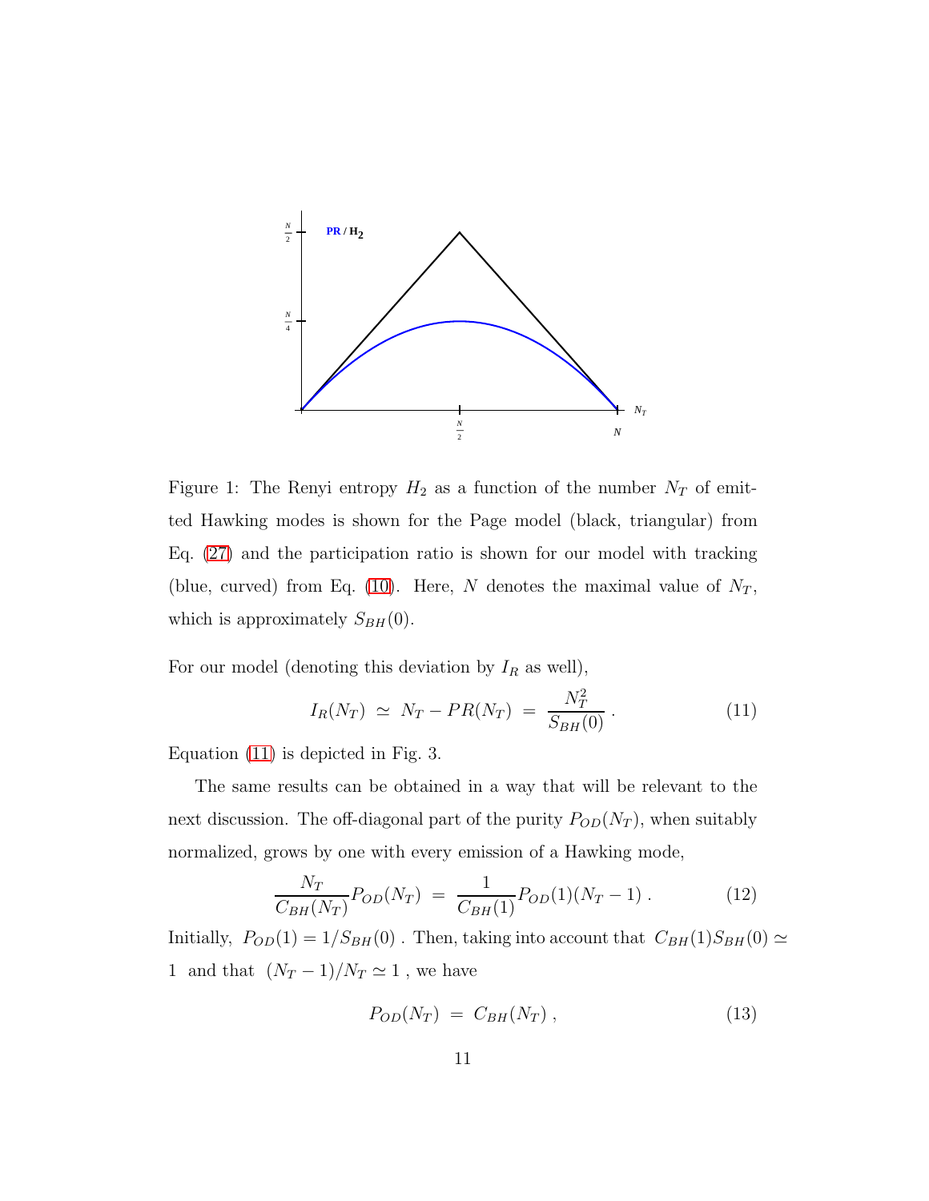Figure 1: The Renyi entropy $H_2$ as a function of the number $N_T$ of emitted Hawking modes is shown for the Page model (black, triangular) from Eq. (27) and the participation ratio is shown for our model with tracking (blue, curved) from Eq. (10). Here, $N$ denotes the maximal value of $N_T$, which is approximately $S_{BH}(0)$.

For our model (denoting this deviation by $I_R$ as well),

$$I_R(N_T) \;\simeq\; N_T - PR(N_T) \;=\; \frac{N_T^2}{S_{BH}(0)}\,. \tag{11}$$

Equation (11) is depicted in Fig. 3.

The same results can be obtained in a way that will be relevant to the next discussion. The off-diagonal part of the purity $P_{OD}(N_T)$, when suitably normalized, grows by one with every emission of a Hawking mode,

$$\frac{N_T}{C_{BH}(N_T)}P_{OD}(N_T) \;=\; \frac{1}{C_{BH}(1)}P_{OD}(1)(N_T-1)\,. \tag{12}$$

Initially, $P_{OD}(1) = 1/S_{BH}(0)$ . Then, taking into account that $C_{BH}(1)S_{BH}(0) \simeq 1$ and that $(N_T-1)/N_T \simeq 1$ , we have

$$P_{OD}(N_T) \;=\; C_{BH}(N_T)\,, \tag{13}$$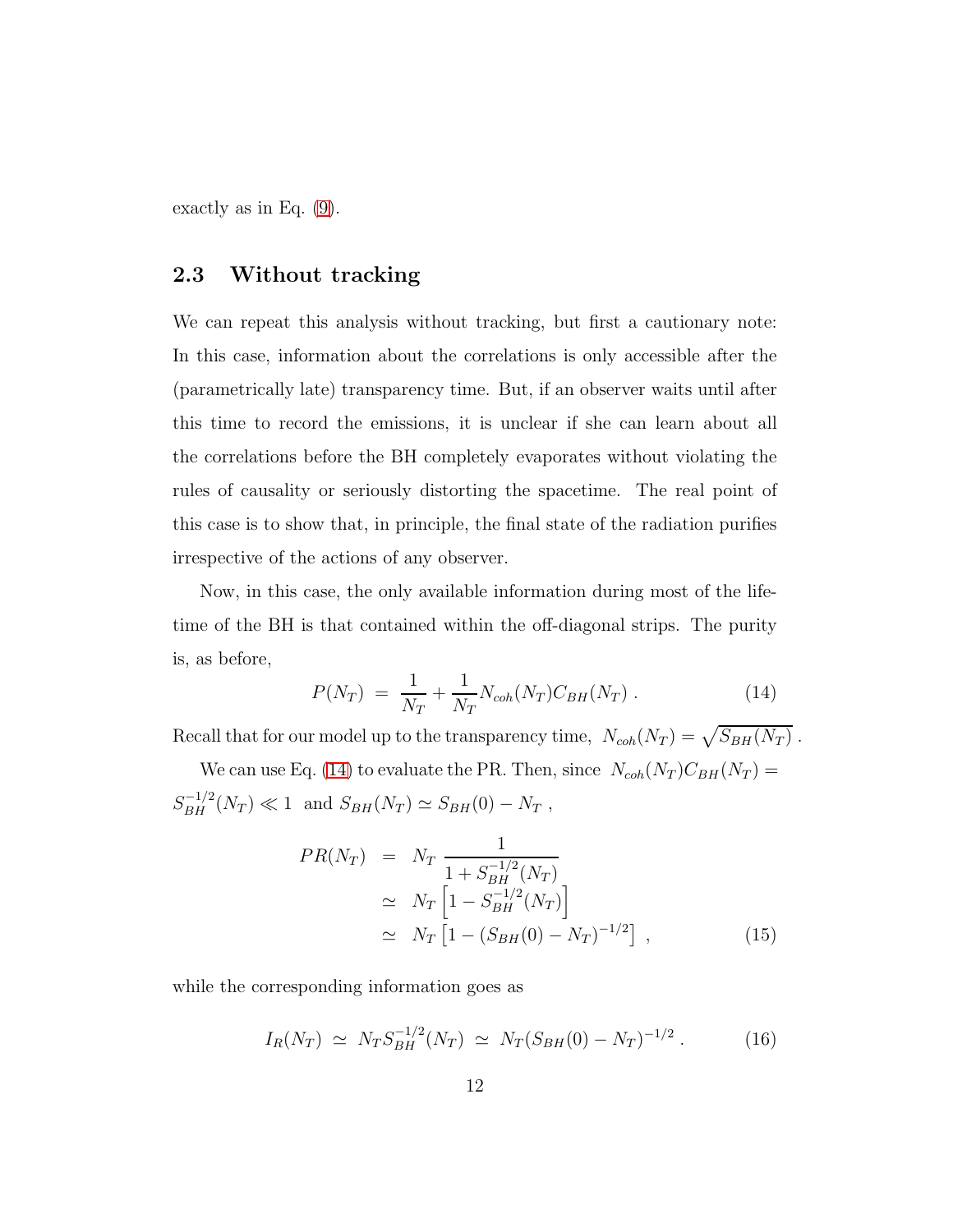exactly as in Eq. (9).

### 2.3 Without tracking

We can repeat this analysis without tracking, but first a cautionary note: In this case, information about the correlations is only accessible after the (parametrically late) transparency time. But, if an observer waits until after this time to record the emissions, it is unclear if she can learn about all the correlations before the BH completely evaporates without violating the rules of causality or seriously distorting the spacetime. The real point of this case is to show that, in principle, the final state of the radiation purifies irrespective of the actions of any observer.

Now, in this case, the only available information during most of the lifetime of the BH is that contained within the off-diagonal strips. The purity is, as before,

$$P(N_T) \;=\; \frac{1}{N_T} + \frac{1}{N_T} N_{coh}(N_T) C_{BH}(N_T)\;. \tag{14}$$

Recall that for our model up to the transparency time, $N_{coh}(N_T) = \sqrt{S_{BH}(N_T)}$ .

We can use Eq. (14) to evaluate the PR. Then, since $N_{coh}(N_T)C_{BH}(N_T) = S_{BH}^{-1/2}(N_T) \ll 1$ and $S_{BH}(N_T) \simeq S_{BH}(0) - N_T$ ,

$$\begin{aligned}
PR(N_T) &= N_T \,\frac{1}{1 + S_{BH}^{-1/2}(N_T)} \\
&\simeq N_T \left[1 - S_{BH}^{-1/2}(N_T)\right] \\
&\simeq N_T \left[1 - (S_{BH}(0) - N_T)^{-1/2}\right] \;,
\end{aligned} \tag{15}$$

while the corresponding information goes as

$$I_R(N_T) \;\simeq\; N_T S_{BH}^{-1/2}(N_T) \;\simeq\; N_T (S_{BH}(0) - N_T)^{-1/2}\;. \tag{16}$$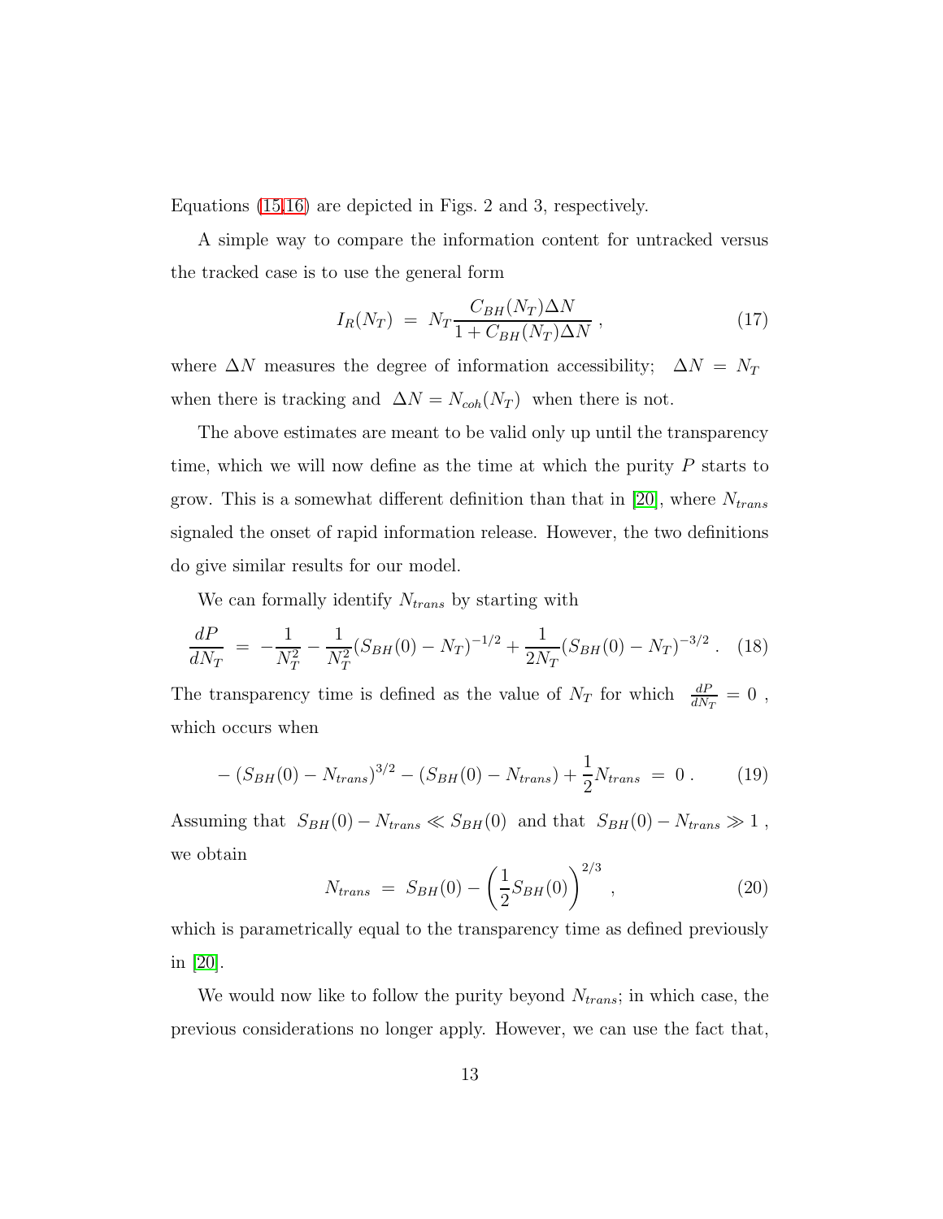Equations (15,16) are depicted in Figs. 2 and 3, respectively.

A simple way to compare the information content for untracked versus the tracked case is to use the general form

$$I_R(N_T) \;=\; N_T \frac{C_{BH}(N_T)\Delta N}{1 + C_{BH}(N_T)\Delta N} \;, \tag{17}$$

where $\Delta N$ measures the degree of information accessibility; $\Delta N = N_T$ when there is tracking and $\Delta N = N_{coh}(N_T)$ when there is not.

The above estimates are meant to be valid only up until the transparency time, which we will now define as the time at which the purity $P$ starts to grow. This is a somewhat different definition than that in [20], where $N_{trans}$ signaled the onset of rapid information release. However, the two definitions do give similar results for our model.

We can formally identify $N_{trans}$ by starting with

$$\frac{dP}{dN_T} \;=\; -\frac{1}{N_T^2} - \frac{1}{N_T^2}(S_{BH}(0) - N_T)^{-1/2} + \frac{1}{2N_T}(S_{BH}(0) - N_T)^{-3/2} \;. \tag{18}$$

The transparency time is defined as the value of $N_T$ for which $\frac{dP}{dN_T} = 0$ , which occurs when

$$-\,(S_{BH}(0) - N_{trans})^{3/2} - (S_{BH}(0) - N_{trans}) + \frac{1}{2}N_{trans} \;=\; 0 \;. \tag{19}$$

Assuming that $S_{BH}(0) - N_{trans} \ll S_{BH}(0)$ and that $S_{BH}(0) - N_{trans} \gg 1$ , we obtain

$$N_{trans} \;=\; S_{BH}(0) - \left(\frac{1}{2}S_{BH}(0)\right)^{2/3} \;, \tag{20}$$

which is parametrically equal to the transparency time as defined previously in [20].

We would now like to follow the purity beyond $N_{trans}$; in which case, the previous considerations no longer apply. However, we can use the fact that,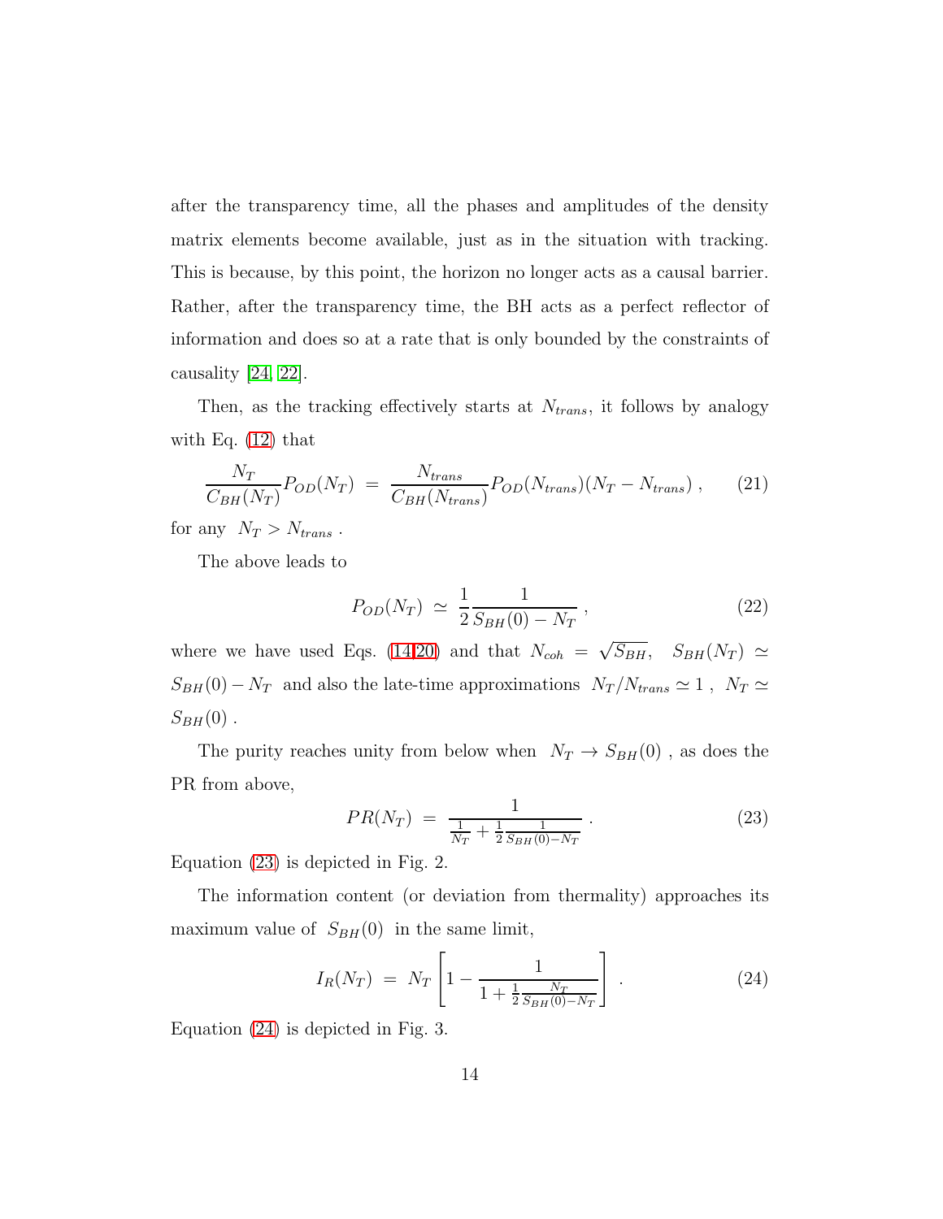after the transparency time, all the phases and amplitudes of the density matrix elements become available, just as in the situation with tracking. This is because, by this point, the horizon no longer acts as a causal barrier. Rather, after the transparency time, the BH acts as a perfect reflector of information and does so at a rate that is only bounded by the constraints of causality [24, 22].

Then, as the tracking effectively starts at $N_{trans}$, it follows by analogy with Eq. (12) that

$$\frac{N_T}{C_{BH}(N_T)} P_{OD}(N_T) \; = \; \frac{N_{trans}}{C_{BH}(N_{trans})} P_{OD}(N_{trans})(N_T - N_{trans}) \; , \tag{21}$$

for any $N_T > N_{trans}$ .

The above leads to

$$P_{OD}(N_T) \; \simeq \; \frac{1}{2} \frac{1}{S_{BH}(0) - N_T} \; , \tag{22}$$

where we have used Eqs. (14,20) and that $N_{coh} = \sqrt{S_{BH}}$, $S_{BH}(N_T) \simeq S_{BH}(0) - N_T$ and also the late-time approximations $N_T/N_{trans} \simeq 1$ , $N_T \simeq S_{BH}(0)$ .

The purity reaches unity from below when $N_T \to S_{BH}(0)$ , as does the PR from above,

$$PR(N_T) \; = \; \frac{1}{\frac{1}{N_T} + \frac{1}{2}\frac{1}{S_{BH}(0) - N_T}} \; . \tag{23}$$

Equation (23) is depicted in Fig. 2.

The information content (or deviation from thermality) approaches its maximum value of $S_{BH}(0)$ in the same limit,

$$I_R(N_T) \; = \; N_T \left[ 1 - \frac{1}{1 + \frac{1}{2}\frac{N_T}{S_{BH}(0) - N_T}} \right] \; . \tag{24}$$

Equation (24) is depicted in Fig. 3.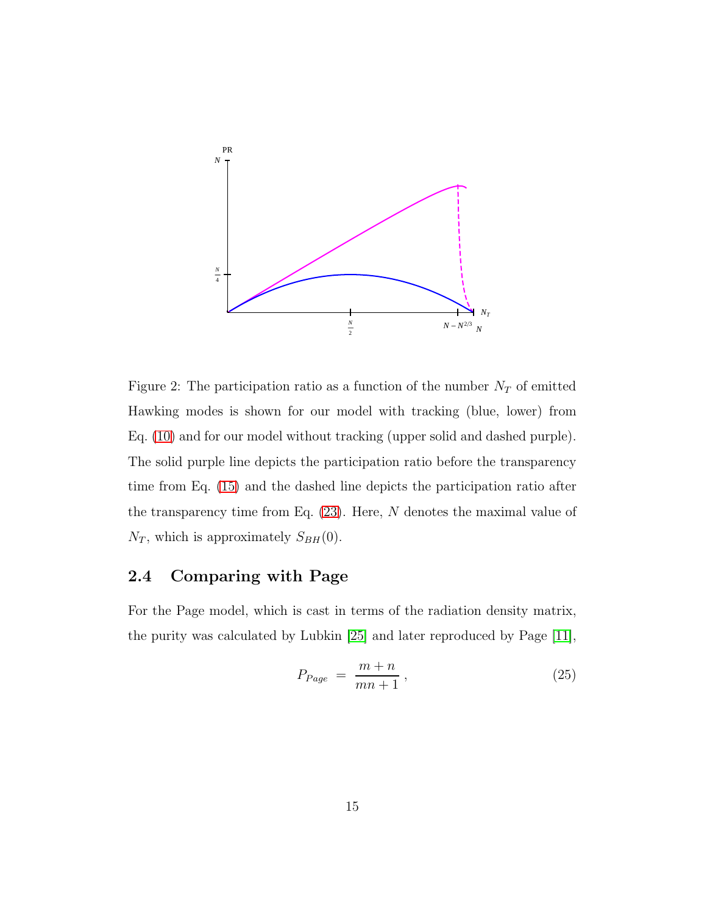Figure 2: The participation ratio as a function of the number $N_T$ of emitted Hawking modes is shown for our model with tracking (blue, lower) from Eq. (10) and for our model without tracking (upper solid and dashed purple). The solid purple line depicts the participation ratio before the transparency time from Eq. (15) and the dashed line depicts the participation ratio after the transparency time from Eq. (23). Here, $N$ denotes the maximal value of $N_T$, which is approximately $S_{BH}(0)$.

### 2.4 Comparing with Page

For the Page model, which is cast in terms of the radiation density matrix, the purity was calculated by Lubkin [25] and later reproduced by Page [11],

$$P_{Page} \;=\; \frac{m+n}{mn+1}\,, \tag{25}$$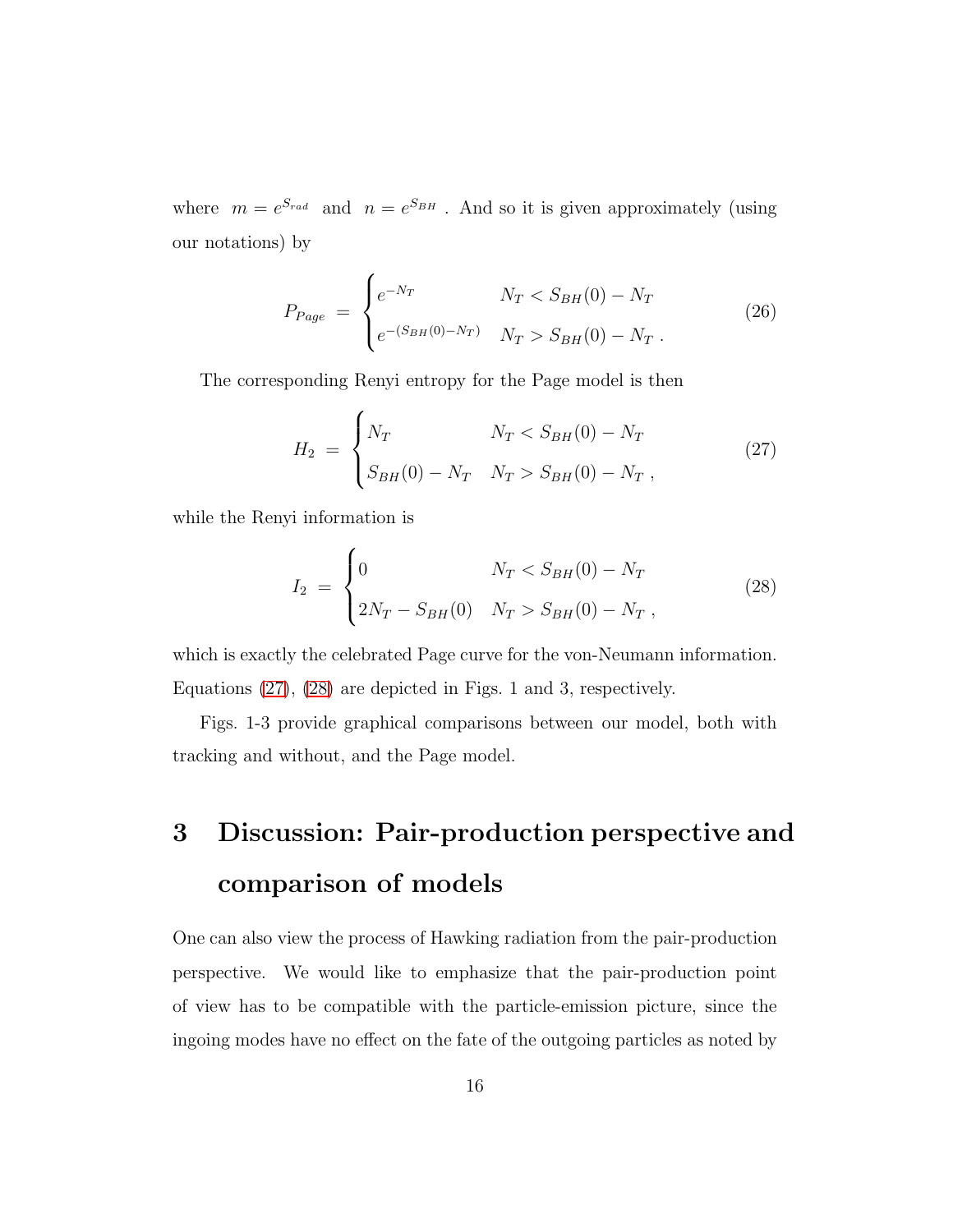where $m = e^{S_{rad}}$ and $n = e^{S_{BH}}$ . And so it is given approximately (using our notations) by

$$P_{Page} = \begin{cases} e^{-N_T} & N_T < S_{BH}(0) - N_T \\ e^{-(S_{BH}(0)-N_T)} & N_T > S_{BH}(0) - N_T \; . \end{cases} \tag{26}$$

The corresponding Renyi entropy for the Page model is then

$$H_2 = \begin{cases} N_T & N_T < S_{BH}(0) - N_T \\ S_{BH}(0) - N_T & N_T > S_{BH}(0) - N_T \; , \end{cases} \tag{27}$$

while the Renyi information is

$$I_2 = \begin{cases} 0 & N_T < S_{BH}(0) - N_T \\ 2N_T - S_{BH}(0) & N_T > S_{BH}(0) - N_T \; , \end{cases} \tag{28}$$

which is exactly the celebrated Page curve for the von-Neumann information. Equations (27), (28) are depicted in Figs. 1 and 3, respectively.

Figs. 1-3 provide graphical comparisons between our model, both with tracking and without, and the Page model.

# 3 Discussion: Pair-production perspective and comparison of models

One can also view the process of Hawking radiation from the pair-production perspective. We would like to emphasize that the pair-production point of view has to be compatible with the particle-emission picture, since the ingoing modes have no effect on the fate of the outgoing particles as noted by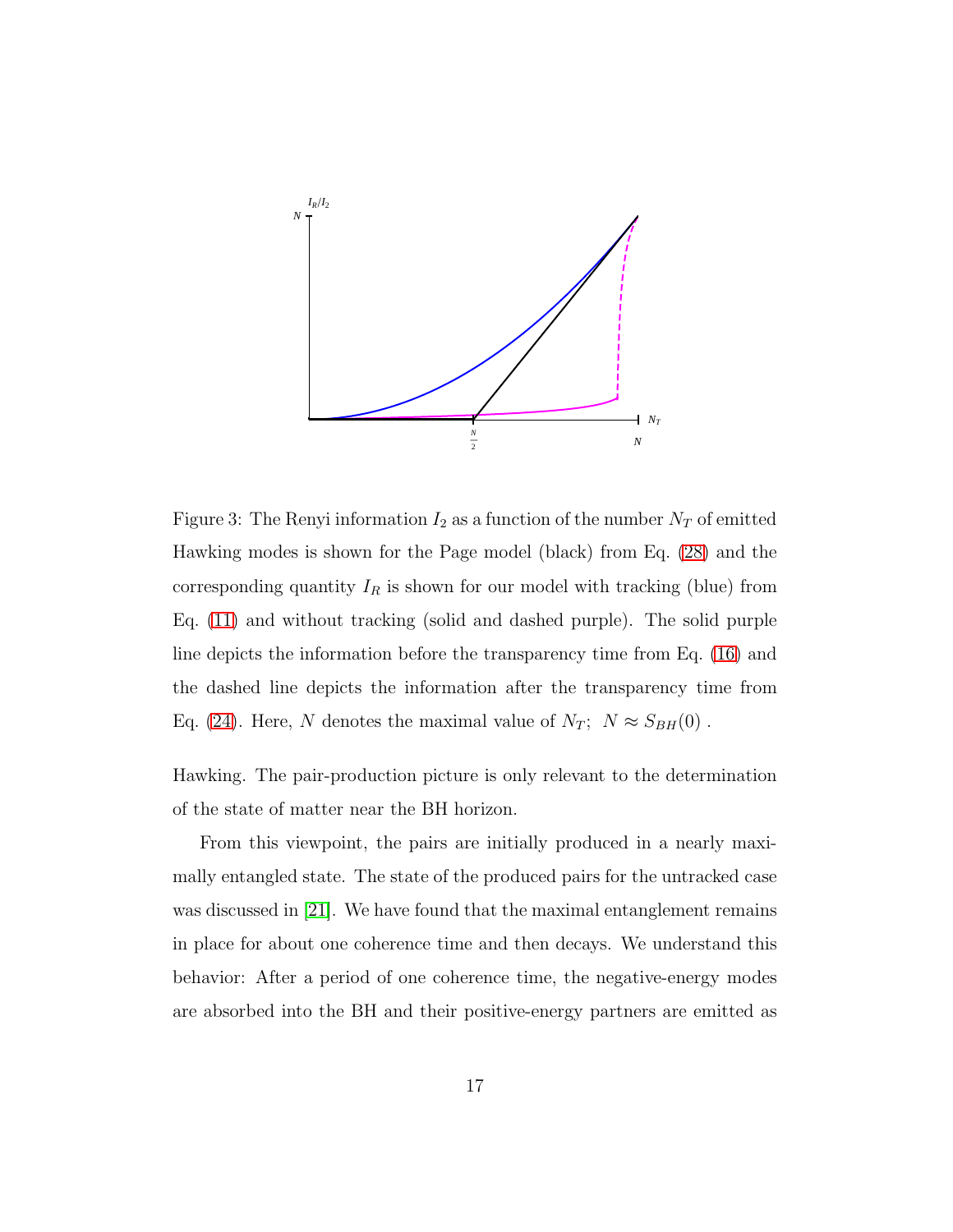Figure 3: The Renyi information $I_2$ as a function of the number $N_T$ of emitted Hawking modes is shown for the Page model (black) from Eq. (28) and the corresponding quantity $I_R$ is shown for our model with tracking (blue) from Eq. (11) and without tracking (solid and dashed purple). The solid purple line depicts the information before the transparency time from Eq. (16) and the dashed line depicts the information after the transparency time from Eq. (24). Here, $N$ denotes the maximal value of $N_T$; $N \approx S_{BH}(0)$ .

Hawking. The pair-production picture is only relevant to the determination of the state of matter near the BH horizon.

From this viewpoint, the pairs are initially produced in a nearly maximally entangled state. The state of the produced pairs for the untracked case was discussed in [21]. We have found that the maximal entanglement remains in place for about one coherence time and then decays. We understand this behavior: After a period of one coherence time, the negative-energy modes are absorbed into the BH and their positive-energy partners are emitted as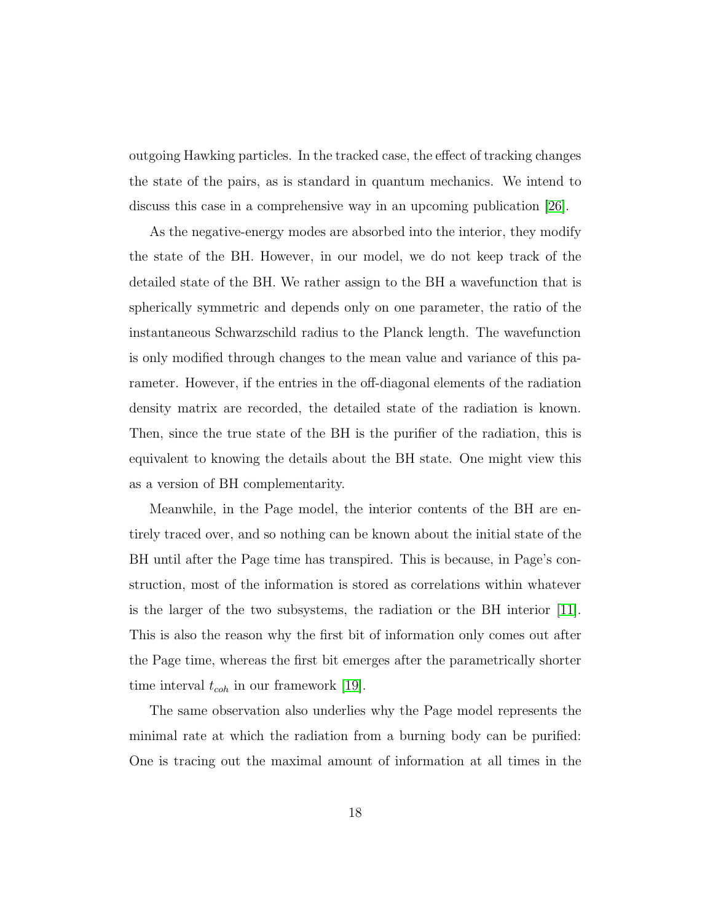outgoing Hawking particles. In the tracked case, the effect of tracking changes the state of the pairs, as is standard in quantum mechanics. We intend to discuss this case in a comprehensive way in an upcoming publication [26].

As the negative-energy modes are absorbed into the interior, they modify the state of the BH. However, in our model, we do not keep track of the detailed state of the BH. We rather assign to the BH a wavefunction that is spherically symmetric and depends only on one parameter, the ratio of the instantaneous Schwarzschild radius to the Planck length. The wavefunction is only modified through changes to the mean value and variance of this parameter. However, if the entries in the off-diagonal elements of the radiation density matrix are recorded, the detailed state of the radiation is known. Then, since the true state of the BH is the purifier of the radiation, this is equivalent to knowing the details about the BH state. One might view this as a version of BH complementarity.

Meanwhile, in the Page model, the interior contents of the BH are entirely traced over, and so nothing can be known about the initial state of the BH until after the Page time has transpired. This is because, in Page's construction, most of the information is stored as correlations within whatever is the larger of the two subsystems, the radiation or the BH interior [11]. This is also the reason why the first bit of information only comes out after the Page time, whereas the first bit emerges after the parametrically shorter time interval $t_{coh}$ in our framework [19].

The same observation also underlies why the Page model represents the minimal rate at which the radiation from a burning body can be purified: One is tracing out the maximal amount of information at all times in the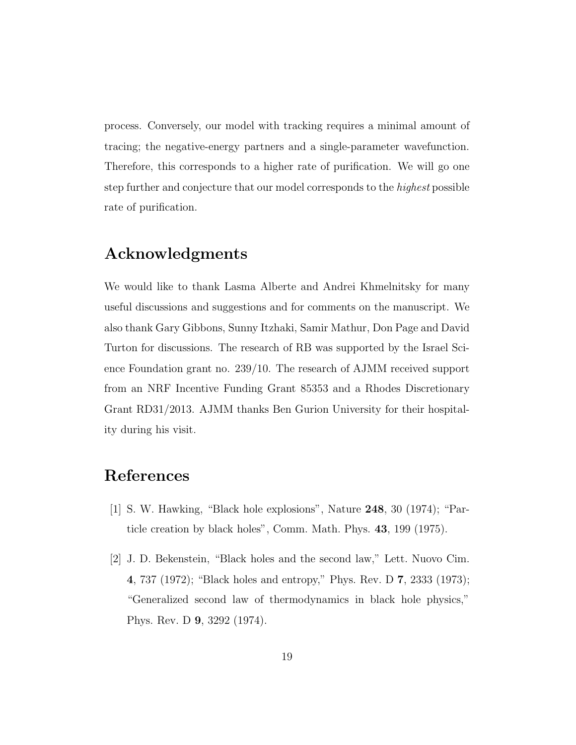process. Conversely, our model with tracking requires a minimal amount of tracing; the negative-energy partners and a single-parameter wavefunction. Therefore, this corresponds to a higher rate of purification. We will go one step further and conjecture that our model corresponds to the *highest* possible rate of purification.

## Acknowledgments

We would like to thank Lasma Alberte and Andrei Khmelnitsky for many useful discussions and suggestions and for comments on the manuscript. We also thank Gary Gibbons, Sunny Itzhaki, Samir Mathur, Don Page and David Turton for discussions. The research of RB was supported by the Israel Science Foundation grant no. 239/10. The research of AJMM received support from an NRF Incentive Funding Grant 85353 and a Rhodes Discretionary Grant RD31/2013. AJMM thanks Ben Gurion University for their hospitality during his visit.

## References

[1] S. W. Hawking, "Black hole explosions", Nature **248**, 30 (1974); "Particle creation by black holes", Comm. Math. Phys. **43**, 199 (1975).

[2] J. D. Bekenstein, "Black holes and the second law," Lett. Nuovo Cim. **4**, 737 (1972); "Black holes and entropy," Phys. Rev. D **7**, 2333 (1973); "Generalized second law of thermodynamics in black hole physics," Phys. Rev. D **9**, 3292 (1974).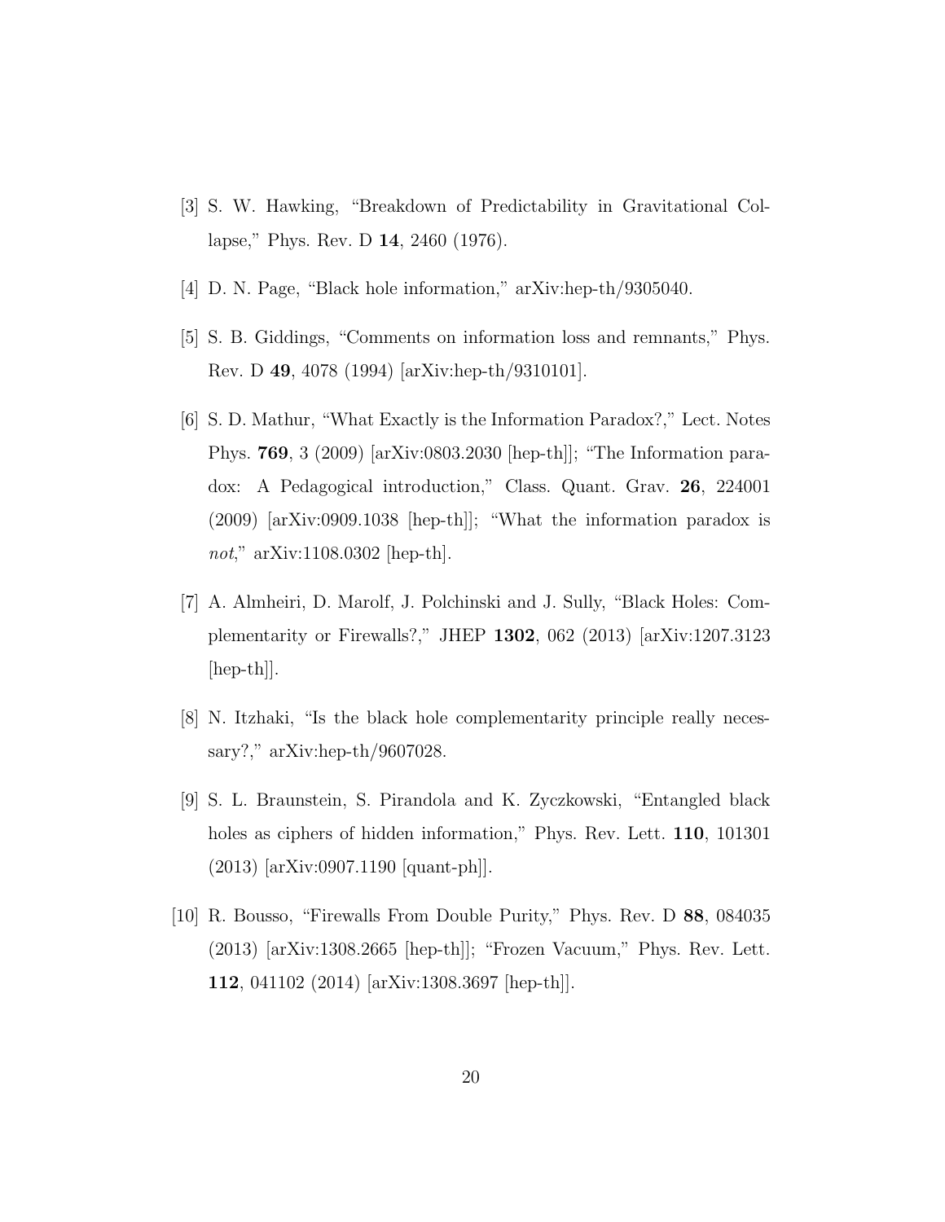[3] S. W. Hawking, "Breakdown of Predictability in Gravitational Collapse," Phys. Rev. D **14**, 2460 (1976).

[4] D. N. Page, "Black hole information," arXiv:hep-th/9305040.

[5] S. B. Giddings, "Comments on information loss and remnants," Phys. Rev. D **49**, 4078 (1994) [arXiv:hep-th/9310101].

[6] S. D. Mathur, "What Exactly is the Information Paradox?," Lect. Notes Phys. **769**, 3 (2009) [arXiv:0803.2030 [hep-th]]; "The Information paradox: A Pedagogical introduction," Class. Quant. Grav. **26**, 224001 (2009) [arXiv:0909.1038 [hep-th]]; "What the information paradox is *not*," arXiv:1108.0302 [hep-th].

[7] A. Almheiri, D. Marolf, J. Polchinski and J. Sully, "Black Holes: Complementarity or Firewalls?," JHEP **1302**, 062 (2013) [arXiv:1207.3123 [hep-th]].

[8] N. Itzhaki, "Is the black hole complementarity principle really necessary?," arXiv:hep-th/9607028.

[9] S. L. Braunstein, S. Pirandola and K. Zyczkowski, "Entangled black holes as ciphers of hidden information," Phys. Rev. Lett. **110**, 101301 (2013) [arXiv:0907.1190 [quant-ph]].

[10] R. Bousso, "Firewalls From Double Purity," Phys. Rev. D **88**, 084035 (2013) [arXiv:1308.2665 [hep-th]]; "Frozen Vacuum," Phys. Rev. Lett. **112**, 041102 (2014) [arXiv:1308.3697 [hep-th]].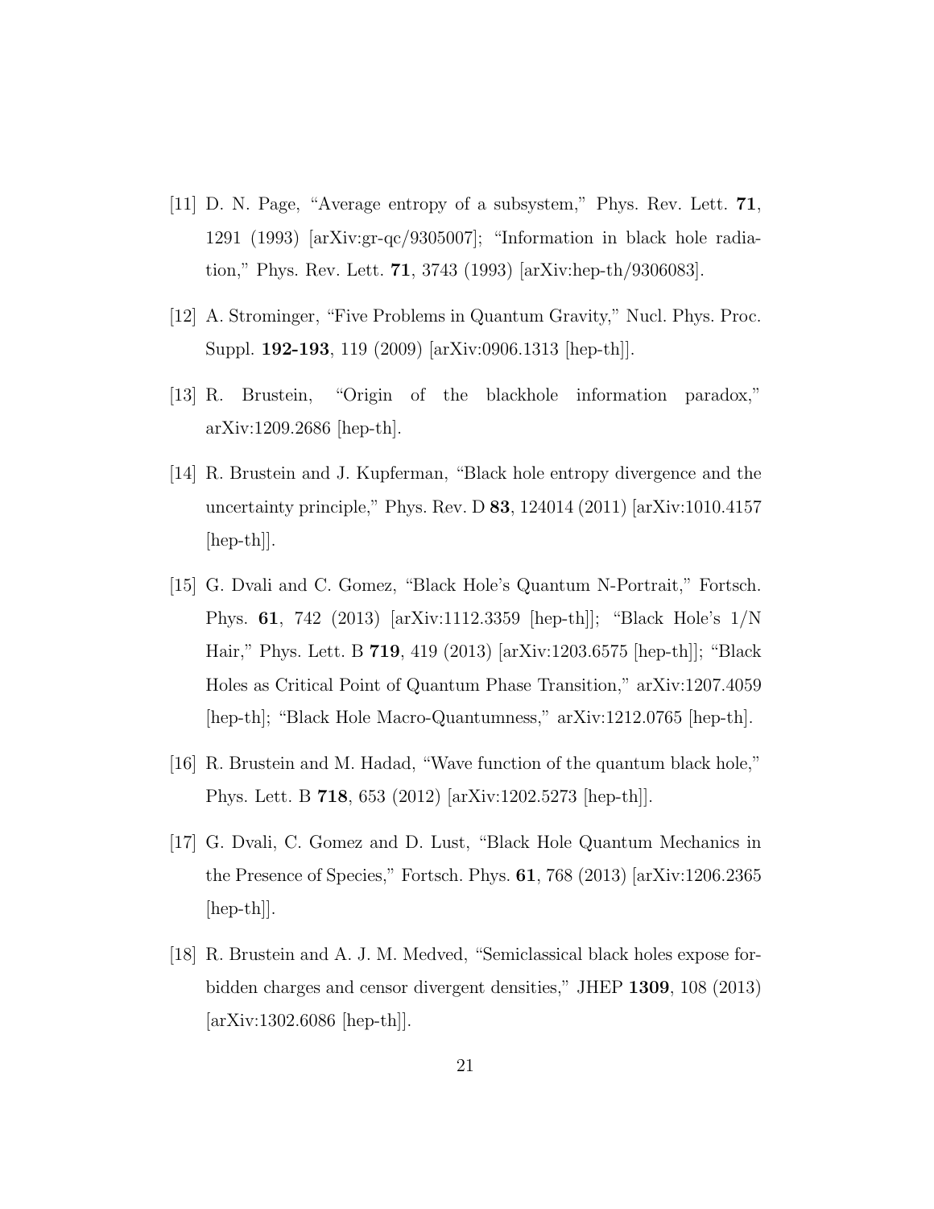[11] D. N. Page, "Average entropy of a subsystem," Phys. Rev. Lett. **71**, 1291 (1993) [arXiv:gr-qc/9305007]; "Information in black hole radiation," Phys. Rev. Lett. **71**, 3743 (1993) [arXiv:hep-th/9306083].

[12] A. Strominger, "Five Problems in Quantum Gravity," Nucl. Phys. Proc. Suppl. **192-193**, 119 (2009) [arXiv:0906.1313 [hep-th]].

[13] R. Brustein, "Origin of the blackhole information paradox," arXiv:1209.2686 [hep-th].

[14] R. Brustein and J. Kupferman, "Black hole entropy divergence and the uncertainty principle," Phys. Rev. D **83**, 124014 (2011) [arXiv:1010.4157 [hep-th]].

[15] G. Dvali and C. Gomez, "Black Hole's Quantum N-Portrait," Fortsch. Phys. **61**, 742 (2013) [arXiv:1112.3359 [hep-th]]; "Black Hole's 1/N Hair," Phys. Lett. B **719**, 419 (2013) [arXiv:1203.6575 [hep-th]]; "Black Holes as Critical Point of Quantum Phase Transition," arXiv:1207.4059 [hep-th]; "Black Hole Macro-Quantumness," arXiv:1212.0765 [hep-th].

[16] R. Brustein and M. Hadad, "Wave function of the quantum black hole," Phys. Lett. B **718**, 653 (2012) [arXiv:1202.5273 [hep-th]].

[17] G. Dvali, C. Gomez and D. Lust, "Black Hole Quantum Mechanics in the Presence of Species," Fortsch. Phys. **61**, 768 (2013) [arXiv:1206.2365 [hep-th]].

[18] R. Brustein and A. J. M. Medved, "Semiclassical black holes expose forbidden charges and censor divergent densities," JHEP **1309**, 108 (2013) [arXiv:1302.6086 [hep-th]].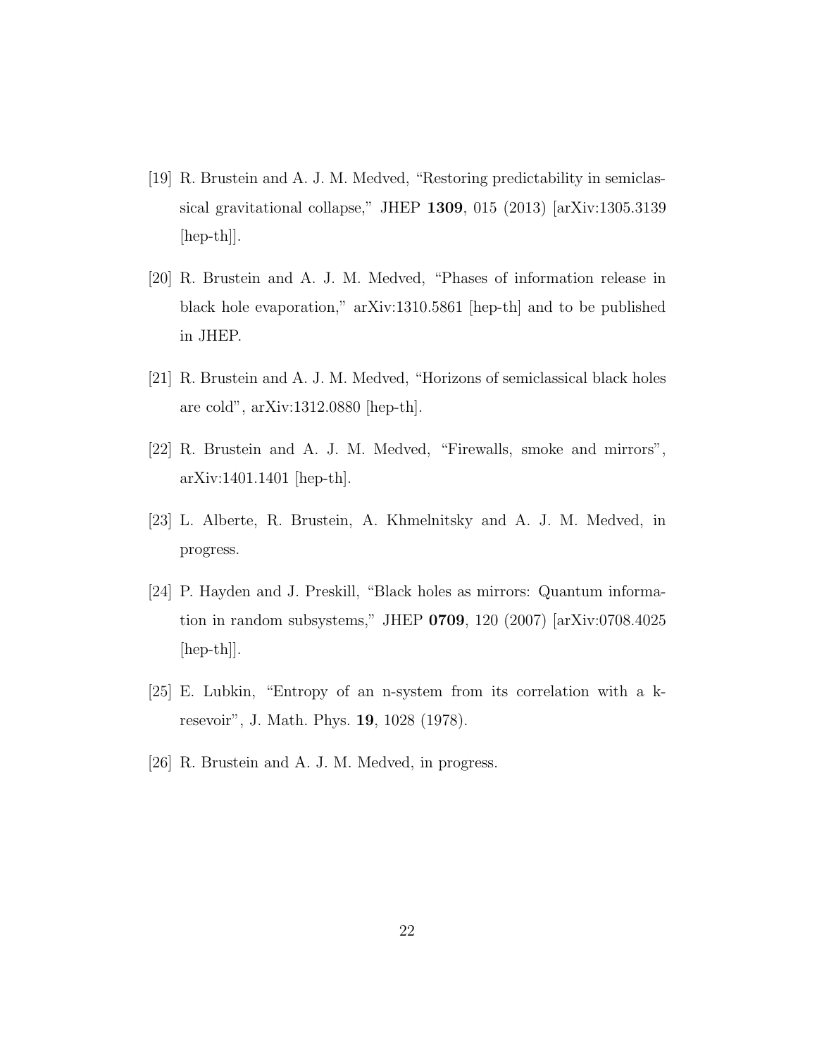[19] R. Brustein and A. J. M. Medved, "Restoring predictability in semiclassical gravitational collapse," JHEP **1309**, 015 (2013) [arXiv:1305.3139 [hep-th]].

[20] R. Brustein and A. J. M. Medved, "Phases of information release in black hole evaporation," arXiv:1310.5861 [hep-th] and to be published in JHEP.

[21] R. Brustein and A. J. M. Medved, "Horizons of semiclassical black holes are cold", arXiv:1312.0880 [hep-th].

[22] R. Brustein and A. J. M. Medved, "Firewalls, smoke and mirrors", arXiv:1401.1401 [hep-th].

[23] L. Alberte, R. Brustein, A. Khmelnitsky and A. J. M. Medved, in progress.

[24] P. Hayden and J. Preskill, "Black holes as mirrors: Quantum information in random subsystems," JHEP **0709**, 120 (2007) [arXiv:0708.4025 [hep-th]].

[25] E. Lubkin, "Entropy of an n-system from its correlation with a k-resevoir", J. Math. Phys. **19**, 1028 (1978).

[26] R. Brustein and A. J. M. Medved, in progress.